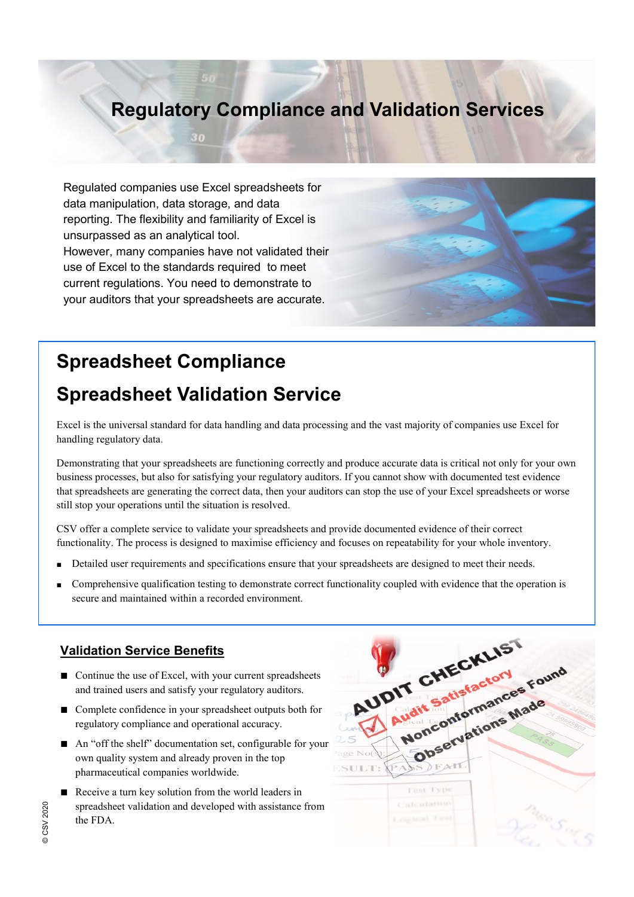# Regulatory Compliance and Validation Services

Regulated companies use Excel spreadsheets for data manipulation, data storage, and data reporting. The flexibility and familiarity of Excel is unsurpassed as an analytical tool.
However, many companies have not validated their use of Excel to the standards required to meet current regulations. You need to demonstrate to your auditors that your spreadsheets are accurate.

## Spreadsheet Compliance

## Spreadsheet Validation Service

Excel is the universal standard for data handling and data processing and the vast majority of companies use Excel for handling regulatory data.

Demonstrating that your spreadsheets are functioning correctly and produce accurate data is critical not only for your own business processes, but also for satisfying your regulatory auditors. If you cannot show with documented test evidence that spreadsheets are generating the correct data, then your auditors can stop the use of your Excel spreadsheets or worse still stop your operations until the situation is resolved.

CSV offer a complete service to validate your spreadsheets and provide documented evidence of their correct functionality. The process is designed to maximise efficiency and focuses on repeatability for your whole inventory.

- Detailed user requirements and specifications ensure that your spreadsheets are designed to meet their needs.
- Comprehensive qualification testing to demonstrate correct functionality coupled with evidence that the operation is secure and maintained within a recorded environment.

### Validation Service Benefits

- Continue the use of Excel, with your current spreadsheets and trained users and satisfy your regulatory auditors.
- Complete confidence in your spreadsheet outputs both for regulatory compliance and operational accuracy.
- An “off the shelf” documentation set, configurable for your own quality system and already proven in the top pharmaceutical companies worldwide.
- Receive a turn key solution from the world leaders in spreadsheet validation and developed with assistance from the FDA.

© CSV 2020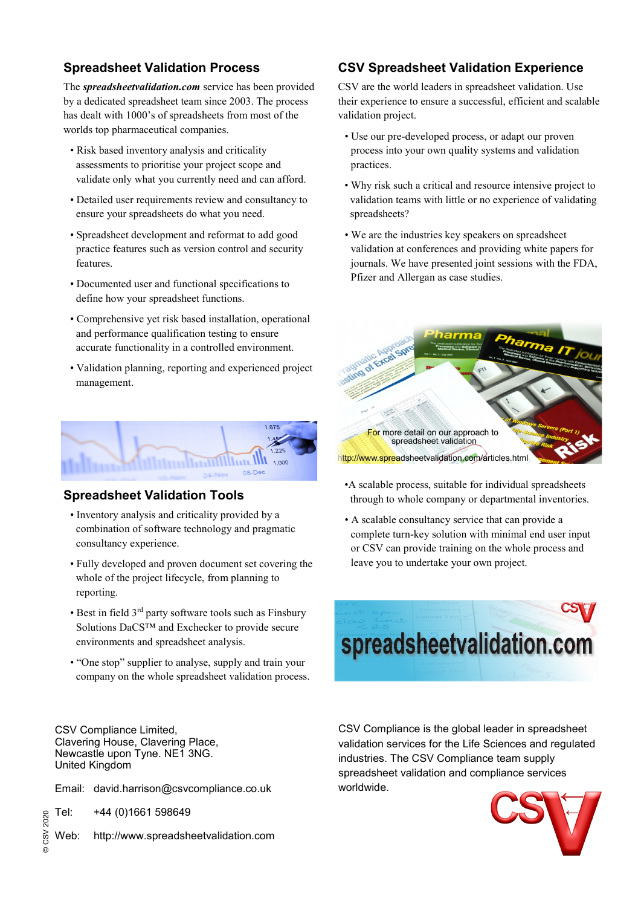## Spreadsheet Validation Process

The ***spreadsheetvalidation.com*** service has been provided by a dedicated spreadsheet team since 2003. The process has dealt with 1000's of spreadsheets from most of the worlds top pharmaceutical companies.

- Risk based inventory analysis and criticality assessments to prioritise your project scope and validate only what you currently need and can afford.
- Detailed user requirements review and consultancy to ensure your spreadsheets do what you need.
- Spreadsheet development and reformat to add good practice features such as version control and security features.
- Documented user and functional specifications to define how your spreadsheet functions.
- Comprehensive yet risk based installation, operational and performance qualification testing to ensure accurate functionality in a controlled environment.
- Validation planning, reporting and experienced project management.

## Spreadsheet Validation Tools

- Inventory analysis and criticality provided by a combination of software technology and pragmatic consultancy experience.
- Fully developed and proven document set covering the whole of the project lifecycle, from planning to reporting.
- Best in field 3rd party software tools such as Finsbury Solutions DaCS™ and Exchecker to provide secure environments and spreadsheet analysis.
- "One stop" supplier to analyse, supply and train your company on the whole spreadsheet validation process.

## CSV Spreadsheet Validation Experience

CSV are the world leaders in spreadsheet validation. Use their experience to ensure a successful, efficient and scalable validation project.

- Use our pre-developed process, or adapt our proven process into your own quality systems and validation practices.
- Why risk such a critical and resource intensive project to validation teams with little or no experience of validating spreadsheets?
- We are the industries key speakers on spreadsheet validation at conferences and providing white papers for journals. We have presented joint sessions with the FDA, Pfizer and Allergan as case studies.

For more detail on our approach to spreadsheet validation

http://www.spreadsheetvalidation.com/articles.html

- A scalable process, suitable for individual spreadsheets through to whole company or departmental inventories.
- A scalable consultancy service that can provide a complete turn-key solution with minimal end user input or CSV can provide training on the whole process and leave you to undertake your own project.

spreadsheetvalidation.com

CSV Compliance Limited,
Clavering House, Clavering Place,
Newcastle upon Tyne. NE1 3NG.
United Kingdom

Email: david.harrison@csvcompliance.co.uk

Tel: +44 (0)1661 598649

Web: http://www.spreadsheetvalidation.com

CSV Compliance is the global leader in spreadsheet validation services for the Life Sciences and regulated industries. The CSV Compliance team supply spreadsheet validation and compliance services worldwide.

© CSV 2020